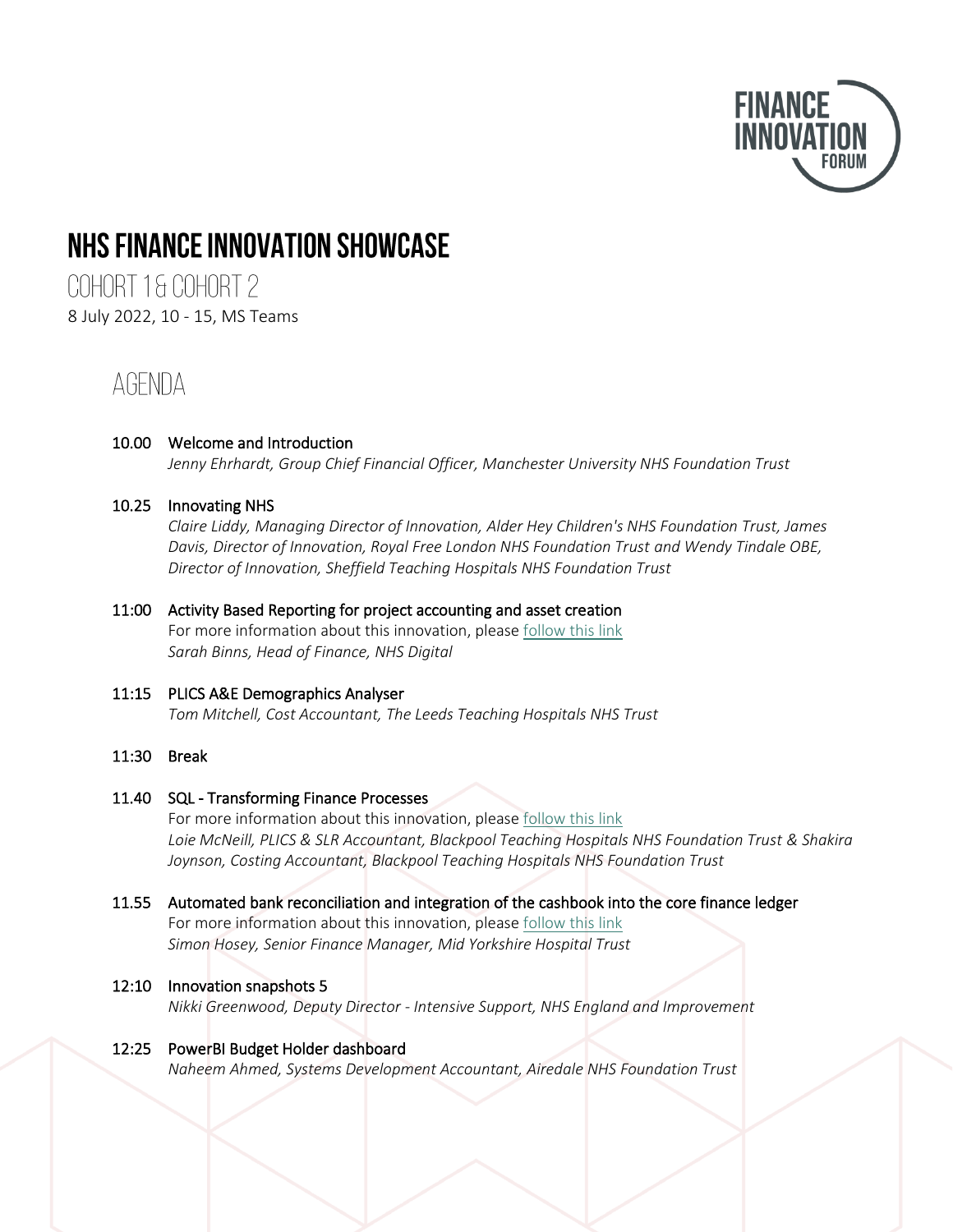FINANCE INNOVATION FORUM

# NHS FINANCE INNOVATION SHOWCASE

## COHORT 1 & COHORT 2

8 July 2022, 10 - 15, MS Teams

## AGENDA

**10.00 Welcome and Introduction**
*Jenny Ehrhardt, Group Chief Financial Officer, Manchester University NHS Foundation Trust*

**10.25 Innovating NHS**
*Claire Liddy, Managing Director of Innovation, Alder Hey Children's NHS Foundation Trust, James Davis, Director of Innovation, Royal Free London NHS Foundation Trust and Wendy Tindale OBE, Director of Innovation, Sheffield Teaching Hospitals NHS Foundation Trust*

**11:00 Activity Based Reporting for project accounting and asset creation**
For more information about this innovation, please follow this link
*Sarah Binns, Head of Finance, NHS Digital*

**11:15 PLICS A&E Demographics Analyser**
*Tom Mitchell, Cost Accountant, The Leeds Teaching Hospitals NHS Trust*

**11:30 Break**

**11.40 SQL - Transforming Finance Processes**
For more information about this innovation, please follow this link
*Loie McNeill, PLICS & SLR Accountant, Blackpool Teaching Hospitals NHS Foundation Trust & Shakira Joynson, Costing Accountant, Blackpool Teaching Hospitals NHS Foundation Trust*

**11.55 Automated bank reconciliation and integration of the cashbook into the core finance ledger**
For more information about this innovation, please follow this link
*Simon Hosey, Senior Finance Manager, Mid Yorkshire Hospital Trust*

**12:10 Innovation snapshots 5**
*Nikki Greenwood, Deputy Director - Intensive Support, NHS England and Improvement*

**12:25 PowerBI Budget Holder dashboard**
*Naheem Ahmed, Systems Development Accountant, Airedale NHS Foundation Trust*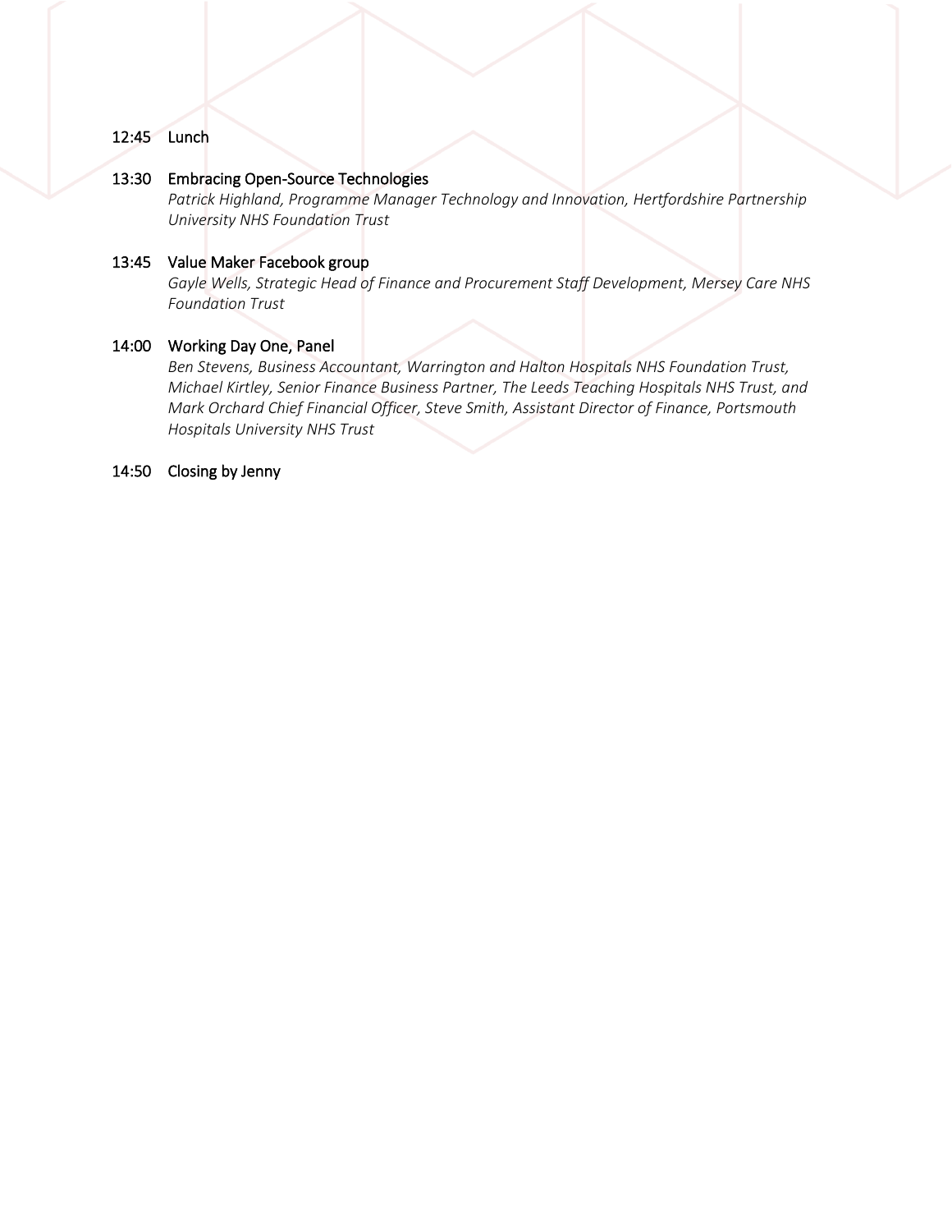12:45 Lunch

13:30 Embracing Open-Source Technologies
*Patrick Highland, Programme Manager Technology and Innovation, Hertfordshire Partnership University NHS Foundation Trust*

13:45 Value Maker Facebook group
*Gayle Wells, Strategic Head of Finance and Procurement Staff Development, Mersey Care NHS Foundation Trust*

14:00 Working Day One, Panel
*Ben Stevens, Business Accountant, Warrington and Halton Hospitals NHS Foundation Trust, Michael Kirtley, Senior Finance Business Partner, The Leeds Teaching Hospitals NHS Trust, and Mark Orchard Chief Financial Officer, Steve Smith, Assistant Director of Finance, Portsmouth Hospitals University NHS Trust*

14:50 Closing by Jenny